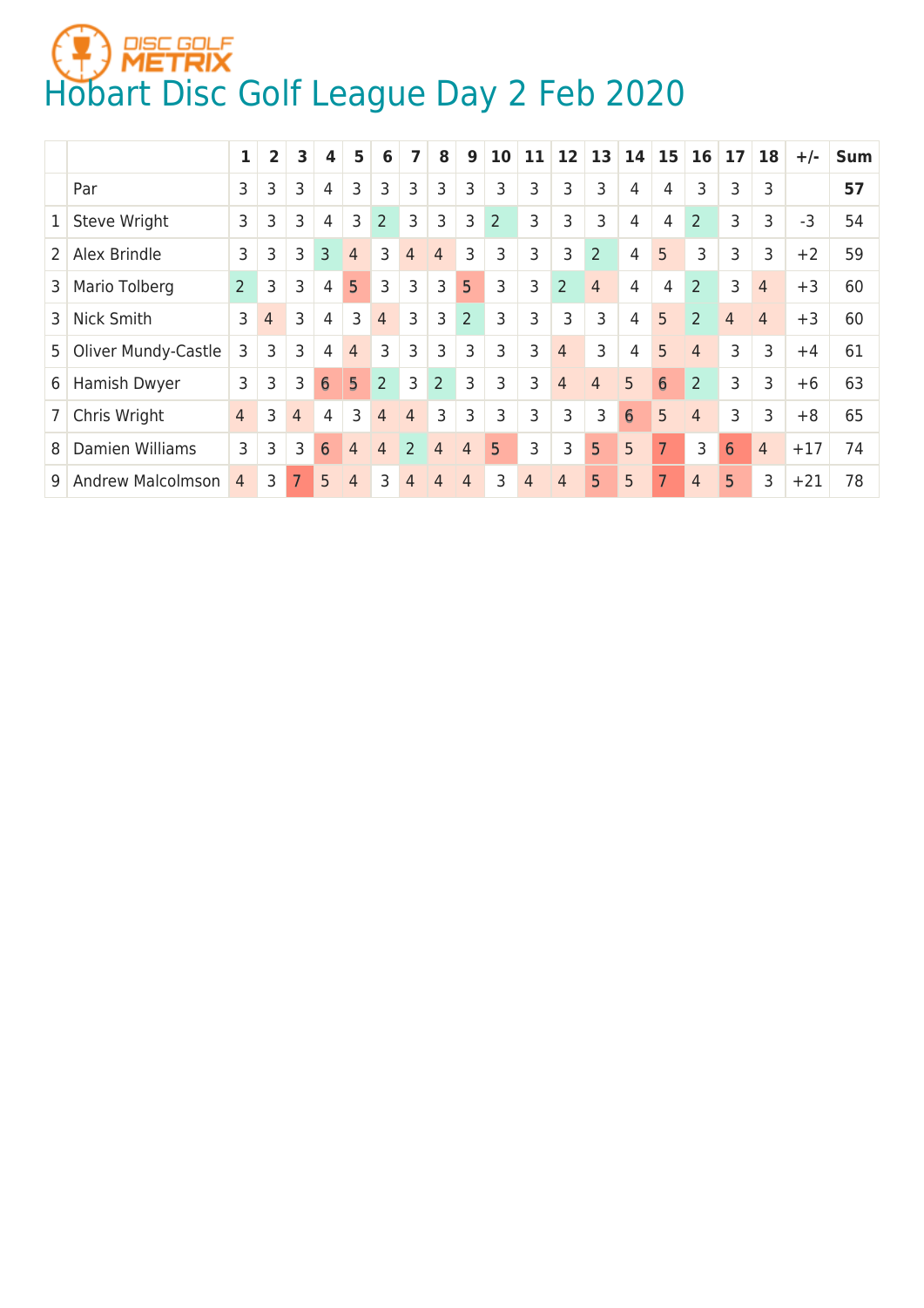# Hobart Disc Golf League Day 2 Feb 2020

| | | 1 | 2 | 3 | 4 | 5 | 6 | 7 | 8 | 9 | 10 | 11 | 12 | 13 | 14 | 15 | 16 | 17 | 18 | +/- | Sum |
|---|---|---|---|---|---|---|---|---|---|---|---|---|---|---|---|---|---|---|---|---|---|
| | Par | 3 | 3 | 3 | 4 | 3 | 3 | 3 | 3 | 3 | 3 | 3 | 3 | 3 | 4 | 4 | 3 | 3 | 3 | | **57** |
| 1 | Steve Wright | 3 | 3 | 3 | 4 | 3 | 2 | 3 | 3 | 3 | 2 | 3 | 3 | 3 | 4 | 4 | 2 | 3 | 3 | -3 | 54 |
| 2 | Alex Brindle | 3 | 3 | 3 | 3 | 4 | 3 | 4 | 4 | 3 | 3 | 3 | 3 | 2 | 4 | 5 | 3 | 3 | 3 | +2 | 59 |
| 3 | Mario Tolberg | 2 | 3 | 3 | 4 | 5 | 3 | 3 | 3 | 5 | 3 | 3 | 2 | 4 | 4 | 4 | 2 | 3 | 4 | +3 | 60 |
| 3 | Nick Smith | 3 | 4 | 3 | 4 | 3 | 4 | 3 | 3 | 2 | 3 | 3 | 3 | 3 | 4 | 5 | 2 | 4 | 4 | +3 | 60 |
| 5 | Oliver Mundy-Castle | 3 | 3 | 3 | 4 | 4 | 3 | 3 | 3 | 3 | 3 | 3 | 4 | 3 | 4 | 5 | 4 | 3 | 3 | +4 | 61 |
| 6 | Hamish Dwyer | 3 | 3 | 3 | 6 | 5 | 2 | 3 | 2 | 3 | 3 | 3 | 4 | 4 | 5 | 6 | 2 | 3 | 3 | +6 | 63 |
| 7 | Chris Wright | 4 | 3 | 4 | 4 | 3 | 4 | 4 | 3 | 3 | 3 | 3 | 3 | 3 | 6 | 5 | 4 | 3 | 3 | +8 | 65 |
| 8 | Damien Williams | 3 | 3 | 3 | 6 | 4 | 4 | 2 | 4 | 4 | 5 | 3 | 3 | 5 | 5 | 7 | 3 | 6 | 4 | +17 | 74 |
| 9 | Andrew Malcolmson | 4 | 3 | 7 | 5 | 4 | 3 | 4 | 4 | 4 | 3 | 4 | 4 | 5 | 5 | 7 | 4 | 5 | 3 | +21 | 78 |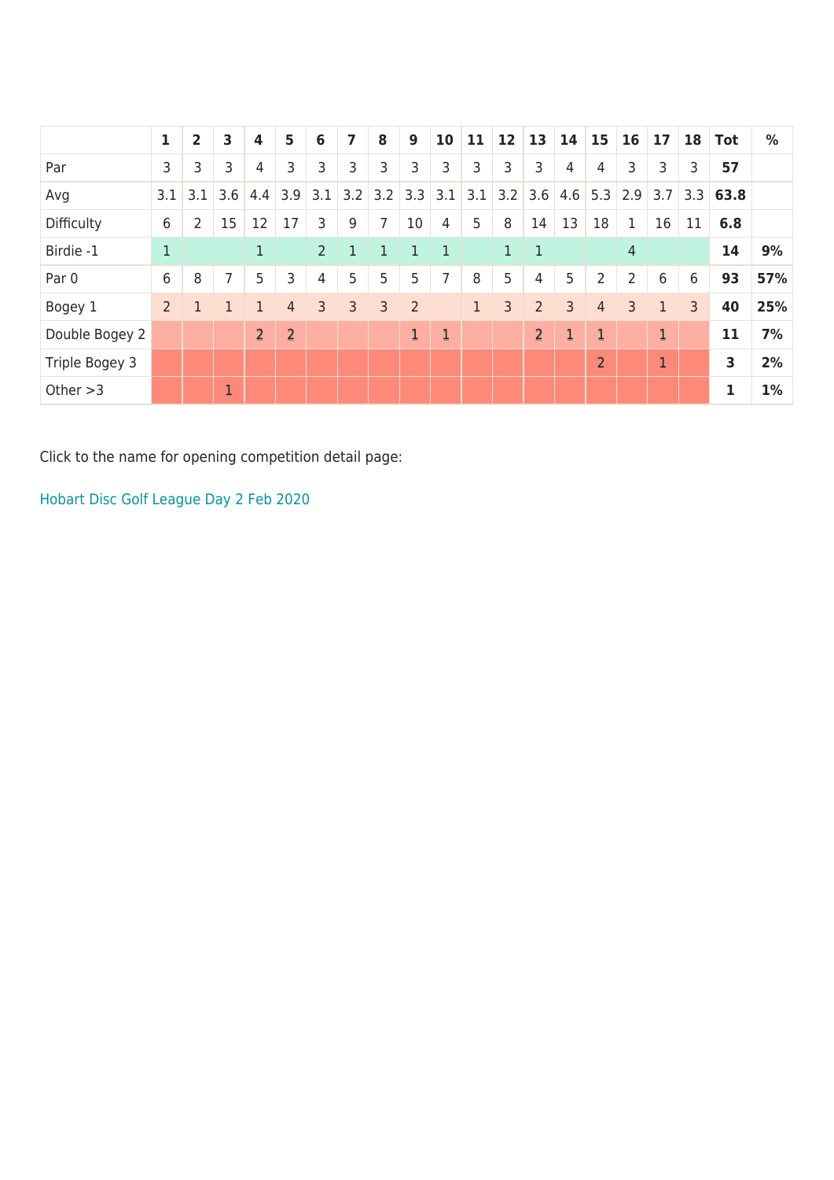| | 1 | 2 | 3 | 4 | 5 | 6 | 7 | 8 | 9 | 10 | 11 | 12 | 13 | 14 | 15 | 16 | 17 | 18 | Tot | % |
|---|---|---|---|---|---|---|---|---|---|---|---|---|---|---|---|---|---|---|---|---|
| Par | 3 | 3 | 3 | 4 | 3 | 3 | 3 | 3 | 3 | 3 | 3 | 3 | 3 | 4 | 4 | 3 | 3 | 3 | **57** | |
| Avg | 3.1 | 3.1 | 3.6 | 4.4 | 3.9 | 3.1 | 3.2 | 3.2 | 3.3 | 3.1 | 3.1 | 3.2 | 3.6 | 4.6 | 5.3 | 2.9 | 3.7 | 3.3 | **63.8** | |
| Difficulty | 6 | 2 | 15 | 12 | 17 | 3 | 9 | 7 | 10 | 4 | 5 | 8 | 14 | 13 | 18 | 1 | 16 | 11 | **6.8** | |
| Birdie -1 | 1 | | | 1 | | 2 | 1 | 1 | 1 | 1 | | 1 | 1 | | | 4 | | | **14** | **9%** |
| Par 0 | 6 | 8 | 7 | 5 | 3 | 4 | 5 | 5 | 5 | 7 | 8 | 5 | 4 | 5 | 2 | 2 | 6 | 6 | **93** | **57%** |
| Bogey 1 | 2 | 1 | 1 | 1 | 4 | 3 | 3 | 3 | 2 | | 1 | 3 | 2 | 3 | 4 | 3 | 1 | 3 | **40** | **25%** |
| Double Bogey 2 | | | | 2 | 2 | | | | 1 | 1 | | | 2 | 1 | 1 | | 1 | | **11** | **7%** |
| Triple Bogey 3 | | | | | | | | | | | | | | | 2 | | 1 | | **3** | **2%** |
| Other >3 | | | 1 | | | | | | | | | | | | | | | | **1** | **1%** |

Click to the name for opening competition detail page:

Hobart Disc Golf League Day 2 Feb 2020